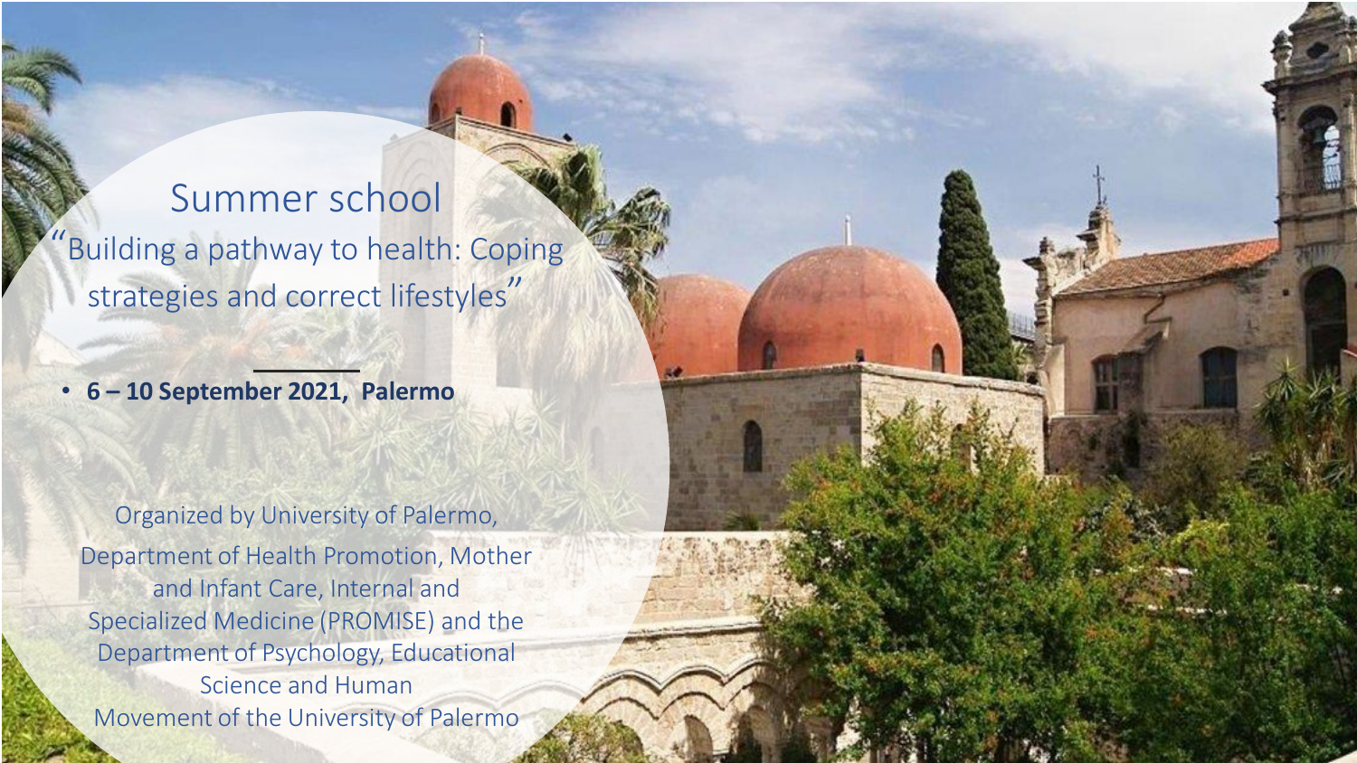# Summer school

## "Building a pathway to health: Coping strategies and correct lifestyles"

- **6 – 10 September 2021, Palermo**

Organized by University of Palermo, Department of Health Promotion, Mother and Infant Care, Internal and Specialized Medicine (PROMISE) and the Department of Psychology, Educational Science and Human Movement of the University of Palermo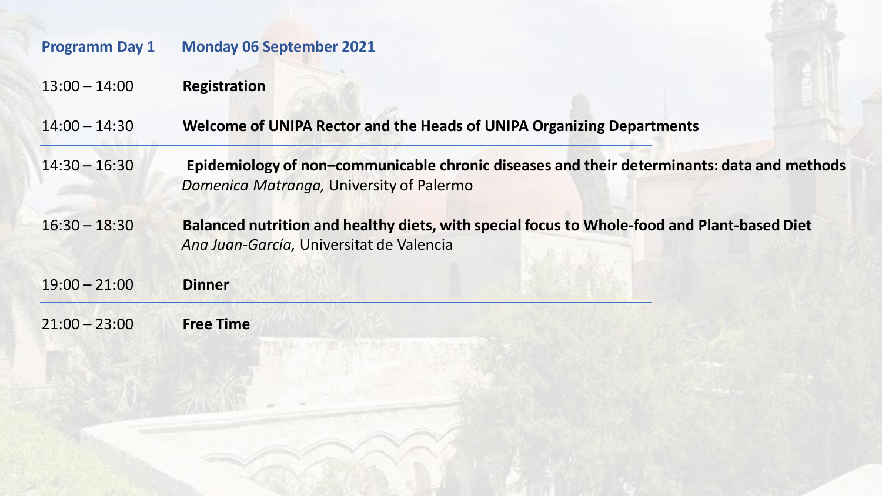## Programm Day 1 Monday 06 September 2021

| Time | Session |
|---|---|
| 13:00 – 14:00 | **Registration** |
| 14:00 – 14:30 | **Welcome of UNIPA Rector and the Heads of UNIPA Organizing Departments** |
| 14:30 – 16:30 | **Epidemiology of non–communicable chronic diseases and their determinants: data and methods** *Domenica Matranga,* University of Palermo |
| 16:30 – 18:30 | **Balanced nutrition and healthy diets, with special focus to Whole-food and Plant-based Diet** *Ana Juan-García,* Universitat de Valencia |
| 19:00 – 21:00 | **Dinner** |
| 21:00 – 23:00 | **Free Time** |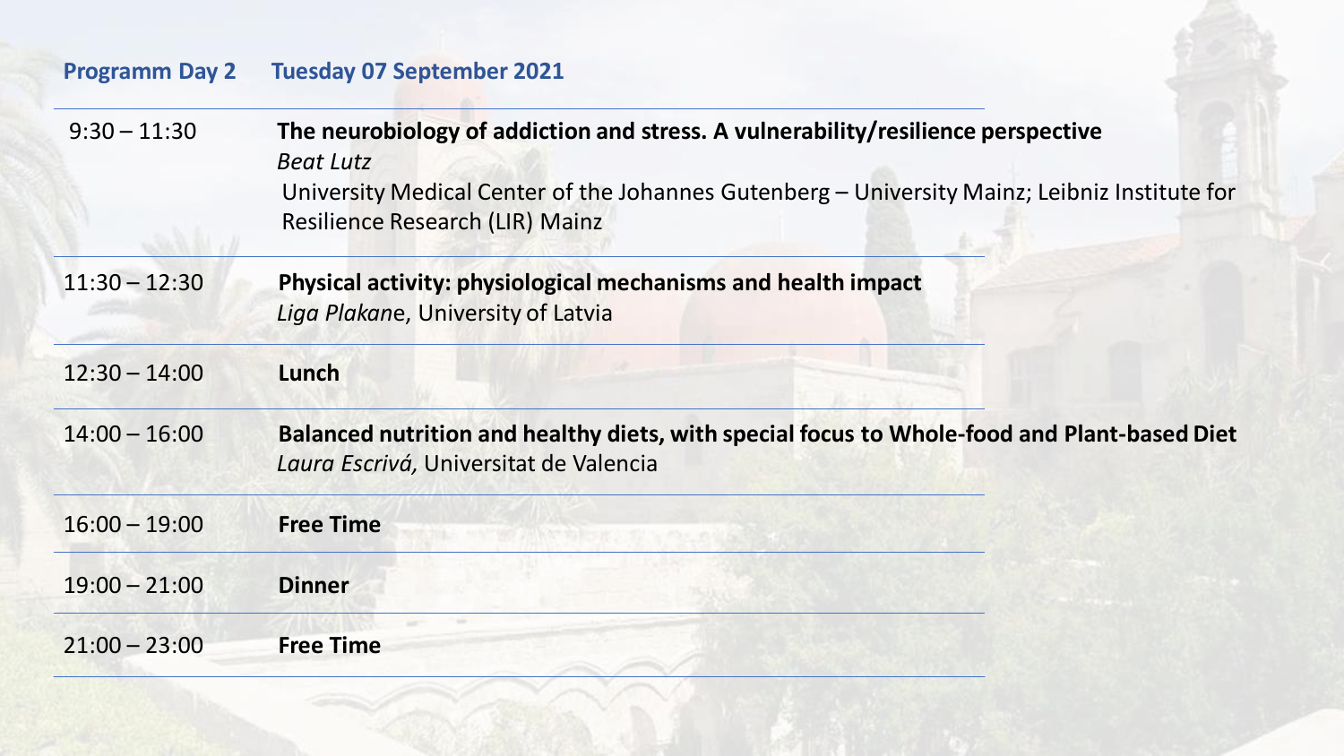## Programm Day 2 Tuesday 07 September 2021

| | |
|---|---|
| 9:30 – 11:30 | **The neurobiology of addiction and stress. A vulnerability/resilience perspective**<br>*Beat Lutz*<br>University Medical Center of the Johannes Gutenberg – University Mainz; Leibniz Institute for Resilience Research (LIR) Mainz |
| 11:30 – 12:30 | **Physical activity: physiological mechanisms and health impact**<br>*Liga Plakan*e, University of Latvia |
| 12:30 – 14:00 | **Lunch** |
| 14:00 – 16:00 | **Balanced nutrition and healthy diets, with special focus to Whole-food and Plant-based Diet**<br>*Laura Escrivá,* Universitat de Valencia |
| 16:00 – 19:00 | **Free Time** |
| 19:00 – 21:00 | **Dinner** |
| 21:00 – 23:00 | **Free Time** |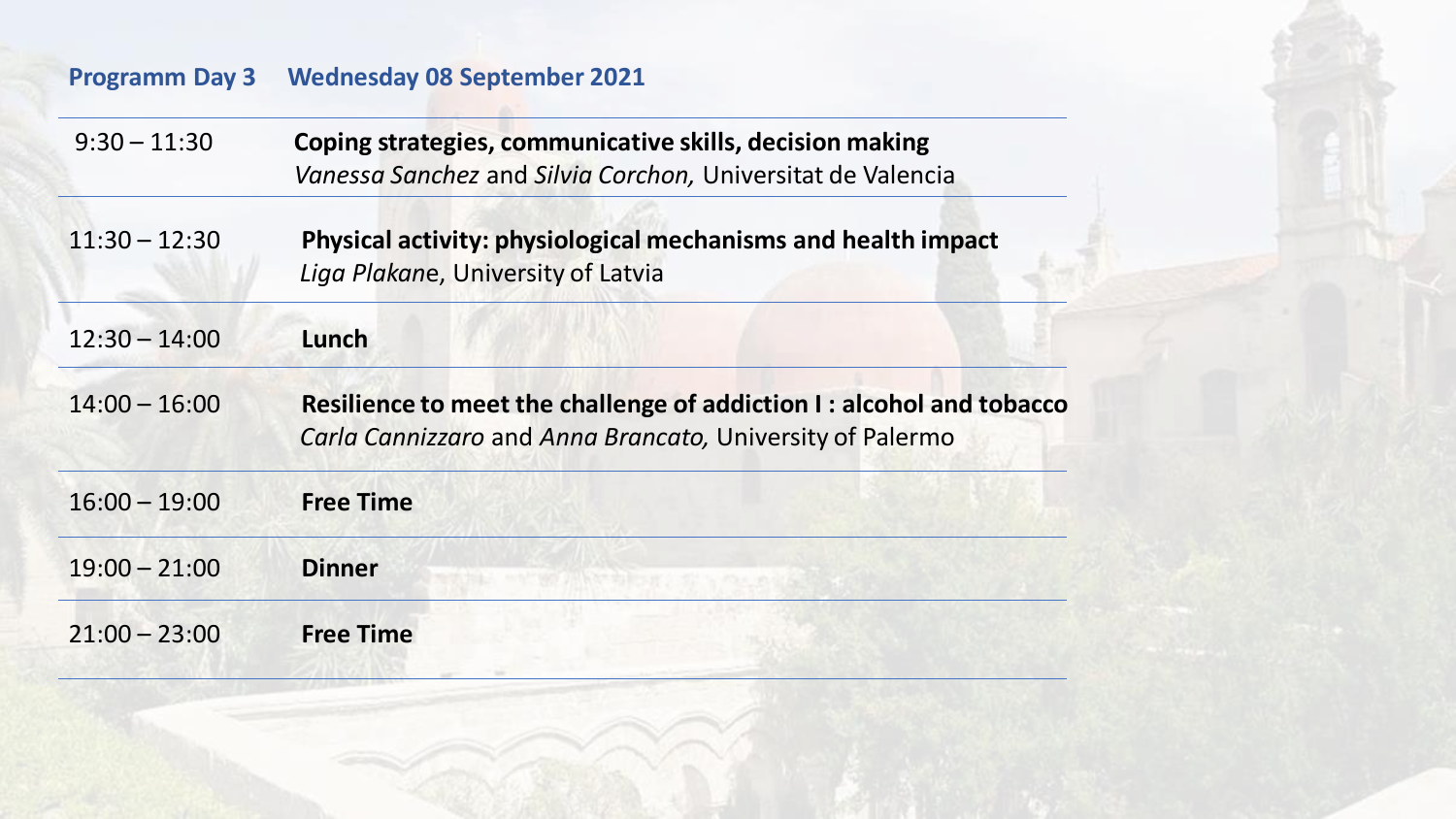## Programm Day 3 Wednesday 08 September 2021

| Time | Session |
| --- | --- |
| 9:30 – 11:30 | **Coping strategies, communicative skills, decision making**<br>*Vanessa Sanchez* and *Silvia Corchon,* Universitat de Valencia |
| 11:30 – 12:30 | **Physical activity: physiological mechanisms and health impact**<br>*Liga Plakan*e, University of Latvia |
| 12:30 – 14:00 | **Lunch** |
| 14:00 – 16:00 | **Resilience to meet the challenge of addiction I : alcohol and tobacco**<br>*Carla Cannizzaro* and *Anna Brancato,* University of Palermo |
| 16:00 – 19:00 | **Free Time** |
| 19:00 – 21:00 | **Dinner** |
| 21:00 – 23:00 | **Free Time** |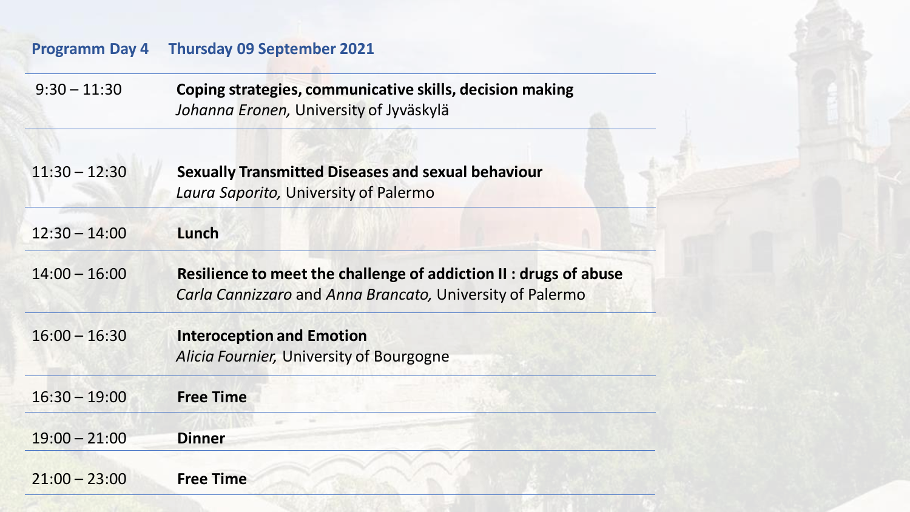## Programm Day 4 Thursday 09 September 2021

| | |
|---|---|
| 9:30 – 11:30 | **Coping strategies, communicative skills, decision making**<br>*Johanna Eronen,* University of Jyväskylä |
| 11:30 – 12:30 | **Sexually Transmitted Diseases and sexual behaviour**<br>*Laura Saporito,* University of Palermo |
| 12:30 – 14:00 | **Lunch** |
| 14:00 – 16:00 | **Resilience to meet the challenge of addiction II : drugs of abuse**<br>*Carla Cannizzaro* and *Anna Brancato,* University of Palermo |
| 16:00 – 16:30 | **Interoception and Emotion**<br>*Alicia Fournier,* University of Bourgogne |
| 16:30 – 19:00 | **Free Time** |
| 19:00 – 21:00 | **Dinner** |
| 21:00 – 23:00 | **Free Time** |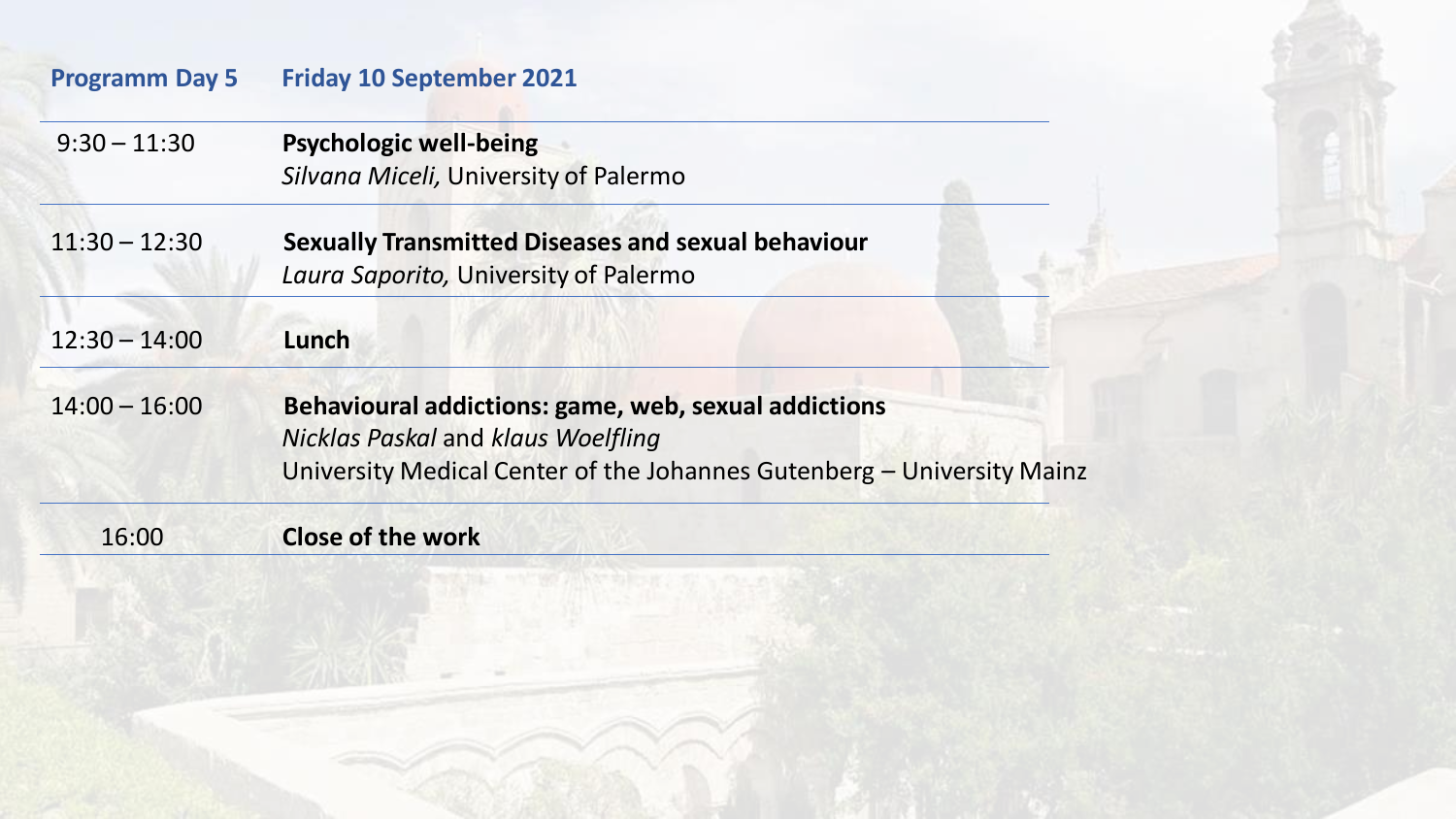## Programm Day 5 — Friday 10 September 2021

| | |
|---|---|
| 9:30 – 11:30 | **Psychologic well-being**<br>*Silvana Miceli,* University of Palermo |
| 11:30 – 12:30 | **Sexually Transmitted Diseases and sexual behaviour**<br>*Laura Saporito,* University of Palermo |
| 12:30 – 14:00 | **Lunch** |
| 14:00 – 16:00 | **Behavioural addictions: game, web, sexual addictions**<br>*Nicklas Paskal* and *klaus Woelfling*<br>University Medical Center of the Johannes Gutenberg – University Mainz |
| 16:00 | **Close of the work** |